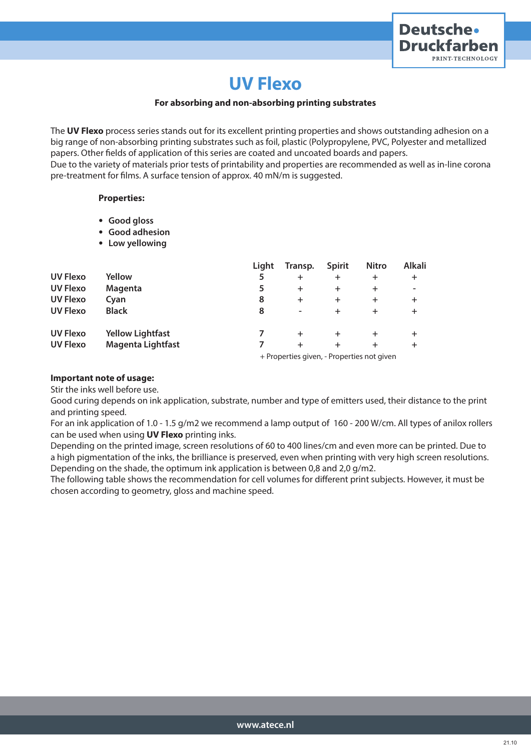# UV Flexo

**For absorbing and non-absorbing printing substrates**

The **UV Flexo** process series stands out for its excellent printing properties and shows outstanding adhesion on a big range of non-absorbing printing substrates such as foil, plastic (Polypropylene, PVC, Polyester and metallized papers. Other fields of application of this series are coated and uncoated boards and papers.
Due to the variety of materials prior tests of printability and properties are recommended as well as in-line corona pre-treatment for films. A surface tension of approx. 40 mN/m is suggested.

**Properties:**

- **Good gloss**
- **Good adhesion**
- **Low yellowing**

| | | Light | Transp. | Spirit | Nitro | Alkali |
|---|---|---|---|---|---|---|
| UV Flexo | Yellow | 5 | + | + | + | + |
| UV Flexo | Magenta | 5 | + | + | + | - |
| UV Flexo | Cyan | 8 | + | + | + | + |
| UV Flexo | Black | 8 | - | + | + | + |
| UV Flexo | Yellow Lightfast | 7 | + | + | + | + |
| UV Flexo | Magenta Lightfast | 7 | + | + | + | + |

+ Properties given, - Properties not given

**Important note of usage:**
Stir the inks well before use.
Good curing depends on ink application, substrate, number and type of emitters used, their distance to the print and printing speed.
For an ink application of 1.0 - 1.5 g/m2 we recommend a lamp output of 160 - 200 W/cm. All types of anilox rollers can be used when using **UV Flexo** printing inks.
Depending on the printed image, screen resolutions of 60 to 400 lines/cm and even more can be printed. Due to a high pigmentation of the inks, the brilliance is preserved, even when printing with very high screen resolutions.
Depending on the shade, the optimum ink application is between 0,8 and 2,0 g/m2.
The following table shows the recommendation for cell volumes for different print subjects. However, it must be chosen according to geometry, gloss and machine speed.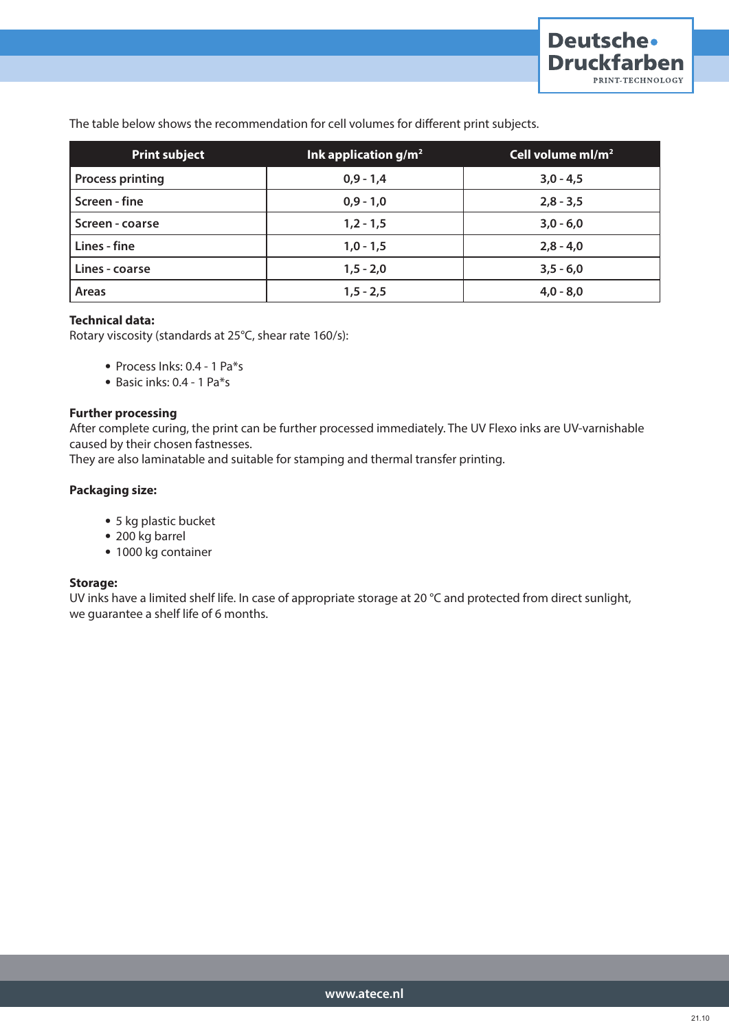The table below shows the recommendation for cell volumes for different print subjects.

| Print subject | Ink application $g/m^2$ | Cell volume $ml/m^2$ |
| --- | --- | --- |
| **Process printing** | 0,9 - 1,4 | 3,0 - 4,5 |
| **Screen - fine** | 0,9 - 1,0 | 2,8 - 3,5 |
| **Screen - coarse** | 1,2 - 1,5 | 3,0 - 6,0 |
| **Lines - fine** | 1,0 - 1,5 | 2,8 - 4,0 |
| **Lines - coarse** | 1,5 - 2,0 | 3,5 - 6,0 |
| **Areas** | 1,5 - 2,5 | 4,0 - 8,0 |

**Technical data:**
Rotary viscosity (standards at 25°C, shear rate 160/s):

- Process Inks: 0.4 - 1 Pa*s
- Basic inks: 0.4 - 1 Pa*s

**Further processing**
After complete curing, the print can be further processed immediately. The UV Flexo inks are UV-varnishable caused by their chosen fastnesses.
They are also laminatable and suitable for stamping and thermal transfer printing.

**Packaging size:**

- 5 kg plastic bucket
- 200 kg barrel
- 1000 kg container

**Storage:**
UV inks have a limited shelf life. In case of appropriate storage at 20 °C and protected from direct sunlight, we guarantee a shelf life of 6 months.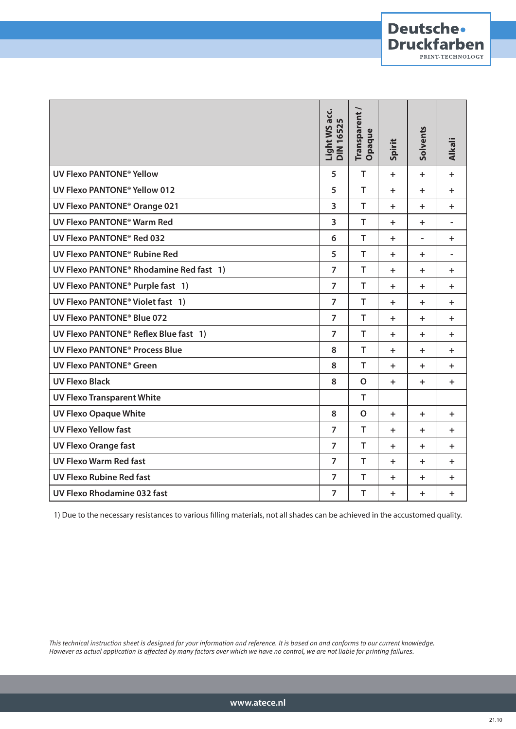| | Light WS acc. DIN 16525 | Transparent / Opaque | Spirit | Solvents | Alkali |
|---|---|---|---|---|---|
| **UV Flexo PANTONE® Yellow** | 5 | T | + | + | + |
| **UV Flexo PANTONE® Yellow 012** | 5 | T | + | + | + |
| **UV Flexo PANTONE® Orange 021** | 3 | T | + | + | + |
| **UV Flexo PANTONE® Warm Red** | 3 | T | + | + | - |
| **UV Flexo PANTONE® Red 032** | 6 | T | + | - | + |
| **UV Flexo PANTONE® Rubine Red** | 5 | T | + | + | - |
| **UV Flexo PANTONE® Rhodamine Red fast 1)** | 7 | T | + | + | + |
| **UV Flexo PANTONE® Purple fast 1)** | 7 | T | + | + | + |
| **UV Flexo PANTONE® Violet fast 1)** | 7 | T | + | + | + |
| **UV Flexo PANTONE® Blue 072** | 7 | T | + | + | + |
| **UV Flexo PANTONE® Reflex Blue fast 1)** | 7 | T | + | + | + |
| **UV Flexo PANTONE® Process Blue** | 8 | T | + | + | + |
| **UV Flexo PANTONE® Green** | 8 | T | + | + | + |
| **UV Flexo Black** | 8 | O | + | + | + |
| **UV Flexo Transparent White** | | T | | | |
| **UV Flexo Opaque White** | 8 | O | + | + | + |
| **UV Flexo Yellow fast** | 7 | T | + | + | + |
| **UV Flexo Orange fast** | 7 | T | + | + | + |
| **UV Flexo Warm Red fast** | 7 | T | + | + | + |
| **UV Flexo Rubine Red fast** | 7 | T | + | + | + |
| **UV Flexo Rhodamine 032 fast** | 7 | T | + | + | + |

1) Due to the necessary resistances to various filling materials, not all shades can be achieved in the accustomed quality.

*This technical instruction sheet is designed for your information and reference. It is based on and conforms to our current knowledge. However as actual application is affected by many factors over which we have no control, we are not liable for printing failures.*